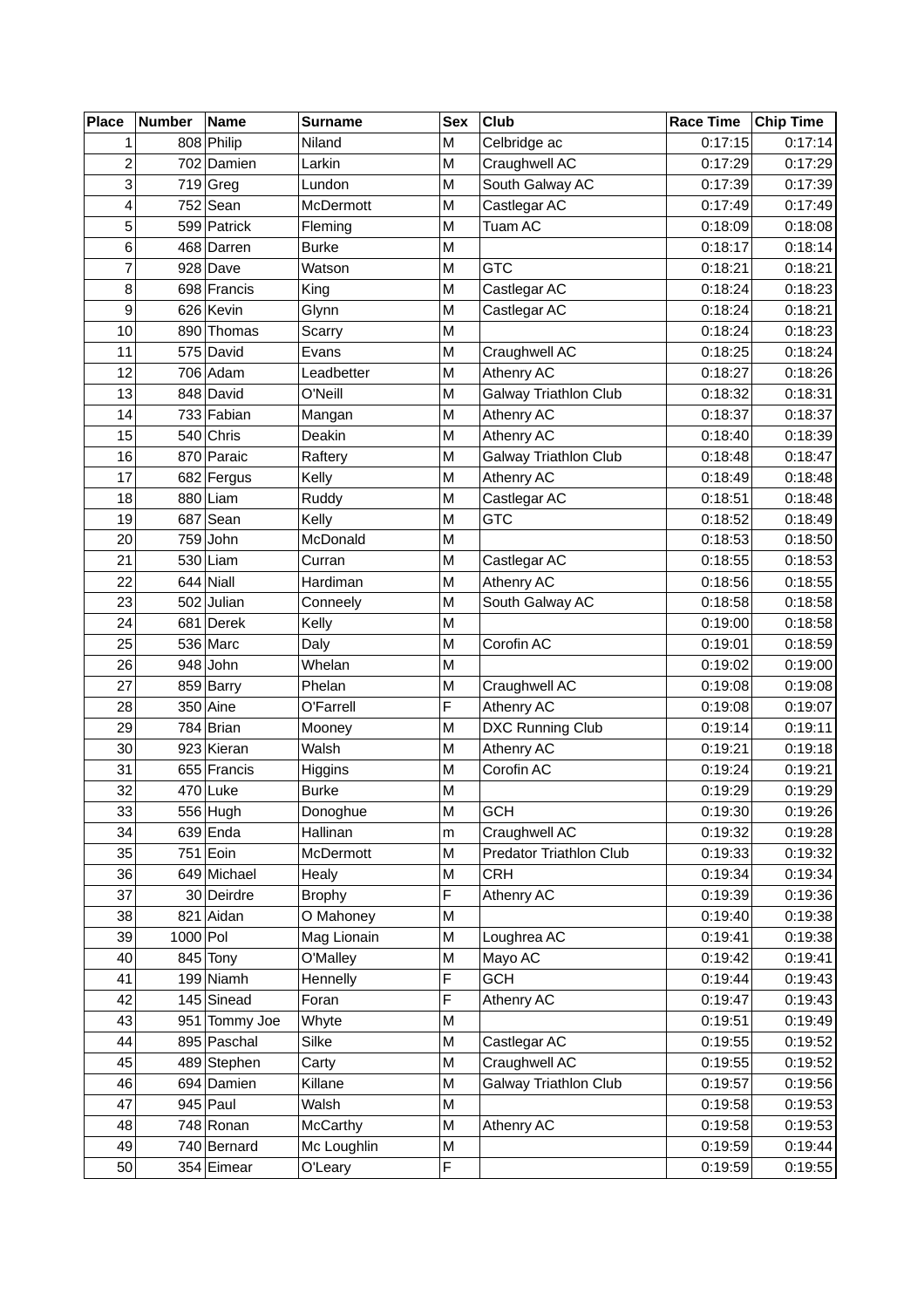| Place | Number | Name | Surname | Sex | Club | Race Time | Chip Time |
|---|---|---|---|---|---|---|---|
| 1 | 808 | Philip | Niland | M | Celbridge ac | 0:17:15 | 0:17:14 |
| 2 | 702 | Damien | Larkin | M | Craughwell AC | 0:17:29 | 0:17:29 |
| 3 | 719 | Greg | Lundon | M | South Galway AC | 0:17:39 | 0:17:39 |
| 4 | 752 | Sean | McDermott | M | Castlegar AC | 0:17:49 | 0:17:49 |
| 5 | 599 | Patrick | Fleming | M | Tuam AC | 0:18:09 | 0:18:08 |
| 6 | 468 | Darren | Burke | M | | 0:18:17 | 0:18:14 |
| 7 | 928 | Dave | Watson | M | GTC | 0:18:21 | 0:18:21 |
| 8 | 698 | Francis | King | M | Castlegar AC | 0:18:24 | 0:18:23 |
| 9 | 626 | Kevin | Glynn | M | Castlegar AC | 0:18:24 | 0:18:21 |
| 10 | 890 | Thomas | Scarry | M | | 0:18:24 | 0:18:23 |
| 11 | 575 | David | Evans | M | Craughwell AC | 0:18:25 | 0:18:24 |
| 12 | 706 | Adam | Leadbetter | M | Athenry AC | 0:18:27 | 0:18:26 |
| 13 | 848 | David | O'Neill | M | Galway Triathlon Club | 0:18:32 | 0:18:31 |
| 14 | 733 | Fabian | Mangan | M | Athenry AC | 0:18:37 | 0:18:37 |
| 15 | 540 | Chris | Deakin | M | Athenry AC | 0:18:40 | 0:18:39 |
| 16 | 870 | Paraic | Raftery | M | Galway Triathlon Club | 0:18:48 | 0:18:47 |
| 17 | 682 | Fergus | Kelly | M | Athenry AC | 0:18:49 | 0:18:48 |
| 18 | 880 | Liam | Ruddy | M | Castlegar AC | 0:18:51 | 0:18:48 |
| 19 | 687 | Sean | Kelly | M | GTC | 0:18:52 | 0:18:49 |
| 20 | 759 | John | McDonald | M | | 0:18:53 | 0:18:50 |
| 21 | 530 | Liam | Curran | M | Castlegar AC | 0:18:55 | 0:18:53 |
| 22 | 644 | Niall | Hardiman | M | Athenry AC | 0:18:56 | 0:18:55 |
| 23 | 502 | Julian | Conneely | M | South Galway AC | 0:18:58 | 0:18:58 |
| 24 | 681 | Derek | Kelly | M | | 0:19:00 | 0:18:58 |
| 25 | 536 | Marc | Daly | M | Corofin AC | 0:19:01 | 0:18:59 |
| 26 | 948 | John | Whelan | M | | 0:19:02 | 0:19:00 |
| 27 | 859 | Barry | Phelan | M | Craughwell AC | 0:19:08 | 0:19:08 |
| 28 | 350 | Aine | O'Farrell | F | Athenry AC | 0:19:08 | 0:19:07 |
| 29 | 784 | Brian | Mooney | M | DXC Running Club | 0:19:14 | 0:19:11 |
| 30 | 923 | Kieran | Walsh | M | Athenry AC | 0:19:21 | 0:19:18 |
| 31 | 655 | Francis | Higgins | M | Corofin AC | 0:19:24 | 0:19:21 |
| 32 | 470 | Luke | Burke | M | | 0:19:29 | 0:19:29 |
| 33 | 556 | Hugh | Donoghue | M | GCH | 0:19:30 | 0:19:26 |
| 34 | 639 | Enda | Hallinan | m | Craughwell AC | 0:19:32 | 0:19:28 |
| 35 | 751 | Eoin | McDermott | M | Predator Triathlon Club | 0:19:33 | 0:19:32 |
| 36 | 649 | Michael | Healy | M | CRH | 0:19:34 | 0:19:34 |
| 37 | 30 | Deirdre | Brophy | F | Athenry AC | 0:19:39 | 0:19:36 |
| 38 | 821 | Aidan | O Mahoney | M | | 0:19:40 | 0:19:38 |
| 39 | 1000 | Pol | Mag Lionain | M | Loughrea AC | 0:19:41 | 0:19:38 |
| 40 | 845 | Tony | O'Malley | M | Mayo AC | 0:19:42 | 0:19:41 |
| 41 | 199 | Niamh | Hennelly | F | GCH | 0:19:44 | 0:19:43 |
| 42 | 145 | Sinead | Foran | F | Athenry AC | 0:19:47 | 0:19:43 |
| 43 | 951 | Tommy Joe | Whyte | M | | 0:19:51 | 0:19:49 |
| 44 | 895 | Paschal | Silke | M | Castlegar AC | 0:19:55 | 0:19:52 |
| 45 | 489 | Stephen | Carty | M | Craughwell AC | 0:19:55 | 0:19:52 |
| 46 | 694 | Damien | Killane | M | Galway Triathlon Club | 0:19:57 | 0:19:56 |
| 47 | 945 | Paul | Walsh | M | | 0:19:58 | 0:19:53 |
| 48 | 748 | Ronan | McCarthy | M | Athenry AC | 0:19:58 | 0:19:53 |
| 49 | 740 | Bernard | Mc Loughlin | M | | 0:19:59 | 0:19:44 |
| 50 | 354 | Eimear | O'Leary | F | | 0:19:59 | 0:19:55 |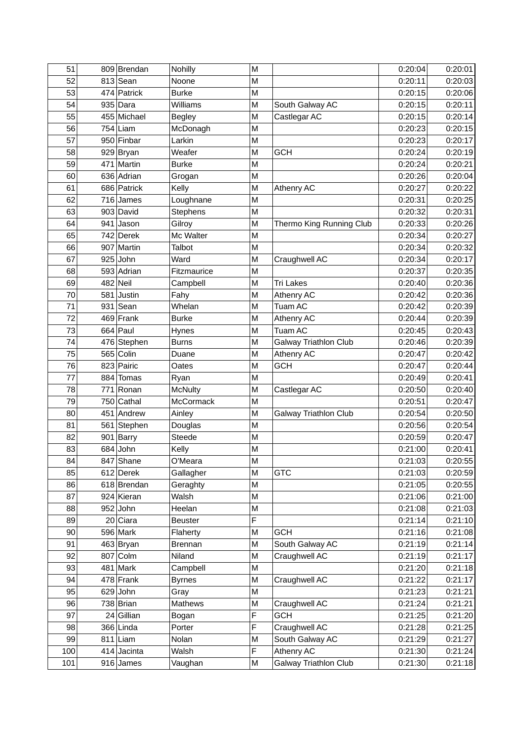| 51 | 809 | Brendan | Nohilly | M | | 0:20:04 | 0:20:01 |
|---|---|---|---|---|---|---|---|
| 52 | 813 | Sean | Noone | M | | 0:20:11 | 0:20:03 |
| 53 | 474 | Patrick | Burke | M | | 0:20:15 | 0:20:06 |
| 54 | 935 | Dara | Williams | M | South Galway AC | 0:20:15 | 0:20:11 |
| 55 | 455 | Michael | Begley | M | Castlegar AC | 0:20:15 | 0:20:14 |
| 56 | 754 | Liam | McDonagh | M | | 0:20:23 | 0:20:15 |
| 57 | 950 | Finbar | Larkin | M | | 0:20:23 | 0:20:17 |
| 58 | 929 | Bryan | Weafer | M | GCH | 0:20:24 | 0:20:19 |
| 59 | 471 | Martin | Burke | M | | 0:20:24 | 0:20:21 |
| 60 | 636 | Adrian | Grogan | M | | 0:20:26 | 0:20:04 |
| 61 | 686 | Patrick | Kelly | M | Athenry AC | 0:20:27 | 0:20:22 |
| 62 | 716 | James | Loughnane | M | | 0:20:31 | 0:20:25 |
| 63 | 903 | David | Stephens | M | | 0:20:32 | 0:20:31 |
| 64 | 941 | Jason | Gilroy | M | Thermo King Running Club | 0:20:33 | 0:20:26 |
| 65 | 742 | Derek | Mc Walter | M | | 0:20:34 | 0:20:27 |
| 66 | 907 | Martin | Talbot | M | | 0:20:34 | 0:20:32 |
| 67 | 925 | John | Ward | M | Craughwell AC | 0:20:34 | 0:20:17 |
| 68 | 593 | Adrian | Fitzmaurice | M | | 0:20:37 | 0:20:35 |
| 69 | 482 | Neil | Campbell | M | Tri Lakes | 0:20:40 | 0:20:36 |
| 70 | 581 | Justin | Fahy | M | Athenry AC | 0:20:42 | 0:20:36 |
| 71 | 931 | Sean | Whelan | M | Tuam AC | 0:20:42 | 0:20:39 |
| 72 | 469 | Frank | Burke | M | Athenry AC | 0:20:44 | 0:20:39 |
| 73 | 664 | Paul | Hynes | M | Tuam AC | 0:20:45 | 0:20:43 |
| 74 | 476 | Stephen | Burns | M | Galway Triathlon Club | 0:20:46 | 0:20:39 |
| 75 | 565 | Colin | Duane | M | Athenry AC | 0:20:47 | 0:20:42 |
| 76 | 823 | Pairic | Oates | M | GCH | 0:20:47 | 0:20:44 |
| 77 | 884 | Tomas | Ryan | M | | 0:20:49 | 0:20:41 |
| 78 | 771 | Ronan | McNulty | M | Castlegar AC | 0:20:50 | 0:20:40 |
| 79 | 750 | Cathal | McCormack | M | | 0:20:51 | 0:20:47 |
| 80 | 451 | Andrew | Ainley | M | Galway Triathlon Club | 0:20:54 | 0:20:50 |
| 81 | 561 | Stephen | Douglas | M | | 0:20:56 | 0:20:54 |
| 82 | 901 | Barry | Steede | M | | 0:20:59 | 0:20:47 |
| 83 | 684 | John | Kelly | M | | 0:21:00 | 0:20:41 |
| 84 | 847 | Shane | O'Meara | M | | 0:21:03 | 0:20:55 |
| 85 | 612 | Derek | Gallagher | M | GTC | 0:21:03 | 0:20:59 |
| 86 | 618 | Brendan | Geraghty | M | | 0:21:05 | 0:20:55 |
| 87 | 924 | Kieran | Walsh | M | | 0:21:06 | 0:21:00 |
| 88 | 952 | John | Heelan | M | | 0:21:08 | 0:21:03 |
| 89 | 20 | Ciara | Beuster | F | | 0:21:14 | 0:21:10 |
| 90 | 596 | Mark | Flaherty | M | GCH | 0:21:16 | 0:21:08 |
| 91 | 463 | Bryan | Brennan | M | South Galway AC | 0:21:19 | 0:21:14 |
| 92 | 807 | Colm | Niland | M | Craughwell AC | 0:21:19 | 0:21:17 |
| 93 | 481 | Mark | Campbell | M | | 0:21:20 | 0:21:18 |
| 94 | 478 | Frank | Byrnes | M | Craughwell AC | 0:21:22 | 0:21:17 |
| 95 | 629 | John | Gray | M | | 0:21:23 | 0:21:21 |
| 96 | 738 | Brian | Mathews | M | Craughwell AC | 0:21:24 | 0:21:21 |
| 97 | 24 | Gillian | Bogan | F | GCH | 0:21:25 | 0:21:20 |
| 98 | 366 | Linda | Porter | F | Craughwell AC | 0:21:28 | 0:21:25 |
| 99 | 811 | Liam | Nolan | M | South Galway AC | 0:21:29 | 0:21:27 |
| 100 | 414 | Jacinta | Walsh | F | Athenry AC | 0:21:30 | 0:21:24 |
| 101 | 916 | James | Vaughan | M | Galway Triathlon Club | 0:21:30 | 0:21:18 |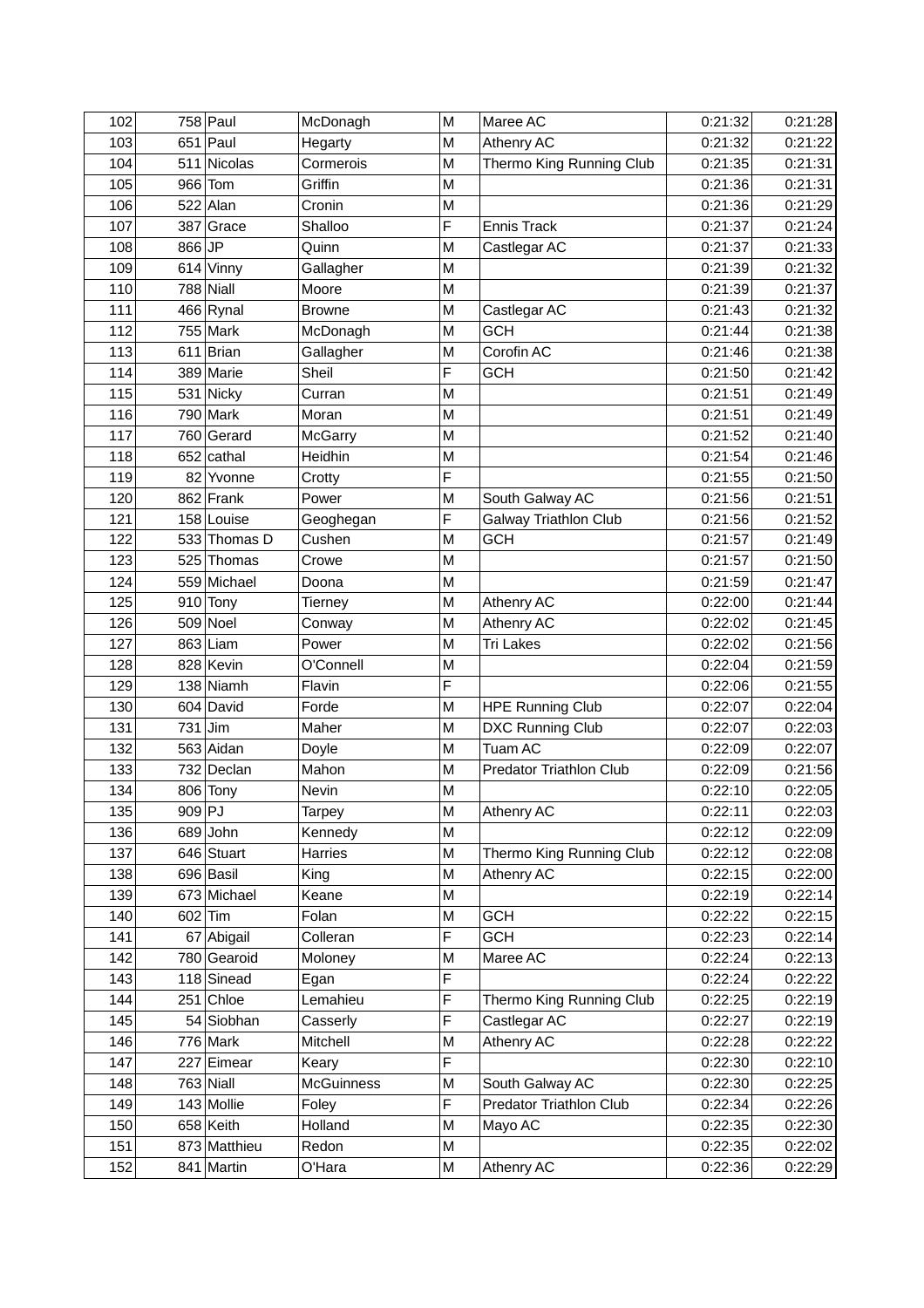| 102 | 758 | Paul | McDonagh | M | Maree AC | 0:21:32 | 0:21:28 |
|---|---|---|---|---|---|---|---|
| 103 | 651 | Paul | Hegarty | M | Athenry AC | 0:21:32 | 0:21:22 |
| 104 | 511 | Nicolas | Cormerois | M | Thermo King Running Club | 0:21:35 | 0:21:31 |
| 105 | 966 | Tom | Griffin | M | | 0:21:36 | 0:21:31 |
| 106 | 522 | Alan | Cronin | M | | 0:21:36 | 0:21:29 |
| 107 | 387 | Grace | Shalloo | F | Ennis Track | 0:21:37 | 0:21:24 |
| 108 | 866 | JP | Quinn | M | Castlegar AC | 0:21:37 | 0:21:33 |
| 109 | 614 | Vinny | Gallagher | M | | 0:21:39 | 0:21:32 |
| 110 | 788 | Niall | Moore | M | | 0:21:39 | 0:21:37 |
| 111 | 466 | Rynal | Browne | M | Castlegar AC | 0:21:43 | 0:21:32 |
| 112 | 755 | Mark | McDonagh | M | GCH | 0:21:44 | 0:21:38 |
| 113 | 611 | Brian | Gallagher | M | Corofin AC | 0:21:46 | 0:21:38 |
| 114 | 389 | Marie | Sheil | F | GCH | 0:21:50 | 0:21:42 |
| 115 | 531 | Nicky | Curran | M | | 0:21:51 | 0:21:49 |
| 116 | 790 | Mark | Moran | M | | 0:21:51 | 0:21:49 |
| 117 | 760 | Gerard | McGarry | M | | 0:21:52 | 0:21:40 |
| 118 | 652 | cathal | Heidhin | M | | 0:21:54 | 0:21:46 |
| 119 | 82 | Yvonne | Crotty | F | | 0:21:55 | 0:21:50 |
| 120 | 862 | Frank | Power | M | South Galway AC | 0:21:56 | 0:21:51 |
| 121 | 158 | Louise | Geoghegan | F | Galway Triathlon Club | 0:21:56 | 0:21:52 |
| 122 | 533 | Thomas D | Cushen | M | GCH | 0:21:57 | 0:21:49 |
| 123 | 525 | Thomas | Crowe | M | | 0:21:57 | 0:21:50 |
| 124 | 559 | Michael | Doona | M | | 0:21:59 | 0:21:47 |
| 125 | 910 | Tony | Tierney | M | Athenry AC | 0:22:00 | 0:21:44 |
| 126 | 509 | Noel | Conway | M | Athenry AC | 0:22:02 | 0:21:45 |
| 127 | 863 | Liam | Power | M | Tri Lakes | 0:22:02 | 0:21:56 |
| 128 | 828 | Kevin | O'Connell | M | | 0:22:04 | 0:21:59 |
| 129 | 138 | Niamh | Flavin | F | | 0:22:06 | 0:21:55 |
| 130 | 604 | David | Forde | M | HPE Running Club | 0:22:07 | 0:22:04 |
| 131 | 731 | Jim | Maher | M | DXC Running Club | 0:22:07 | 0:22:03 |
| 132 | 563 | Aidan | Doyle | M | Tuam AC | 0:22:09 | 0:22:07 |
| 133 | 732 | Declan | Mahon | M | Predator Triathlon Club | 0:22:09 | 0:21:56 |
| 134 | 806 | Tony | Nevin | M | | 0:22:10 | 0:22:05 |
| 135 | 909 | PJ | Tarpey | M | Athenry AC | 0:22:11 | 0:22:03 |
| 136 | 689 | John | Kennedy | M | | 0:22:12 | 0:22:09 |
| 137 | 646 | Stuart | Harries | M | Thermo King Running Club | 0:22:12 | 0:22:08 |
| 138 | 696 | Basil | King | M | Athenry AC | 0:22:15 | 0:22:00 |
| 139 | 673 | Michael | Keane | M | | 0:22:19 | 0:22:14 |
| 140 | 602 | Tim | Folan | M | GCH | 0:22:22 | 0:22:15 |
| 141 | 67 | Abigail | Colleran | F | GCH | 0:22:23 | 0:22:14 |
| 142 | 780 | Gearoid | Moloney | M | Maree AC | 0:22:24 | 0:22:13 |
| 143 | 118 | Sinead | Egan | F | | 0:22:24 | 0:22:22 |
| 144 | 251 | Chloe | Lemahieu | F | Thermo King Running Club | 0:22:25 | 0:22:19 |
| 145 | 54 | Siobhan | Casserly | F | Castlegar AC | 0:22:27 | 0:22:19 |
| 146 | 776 | Mark | Mitchell | M | Athenry AC | 0:22:28 | 0:22:22 |
| 147 | 227 | Eimear | Keary | F | | 0:22:30 | 0:22:10 |
| 148 | 763 | Niall | McGuinness | M | South Galway AC | 0:22:30 | 0:22:25 |
| 149 | 143 | Mollie | Foley | F | Predator Triathlon Club | 0:22:34 | 0:22:26 |
| 150 | 658 | Keith | Holland | M | Mayo AC | 0:22:35 | 0:22:30 |
| 151 | 873 | Matthieu | Redon | M | | 0:22:35 | 0:22:02 |
| 152 | 841 | Martin | O'Hara | M | Athenry AC | 0:22:36 | 0:22:29 |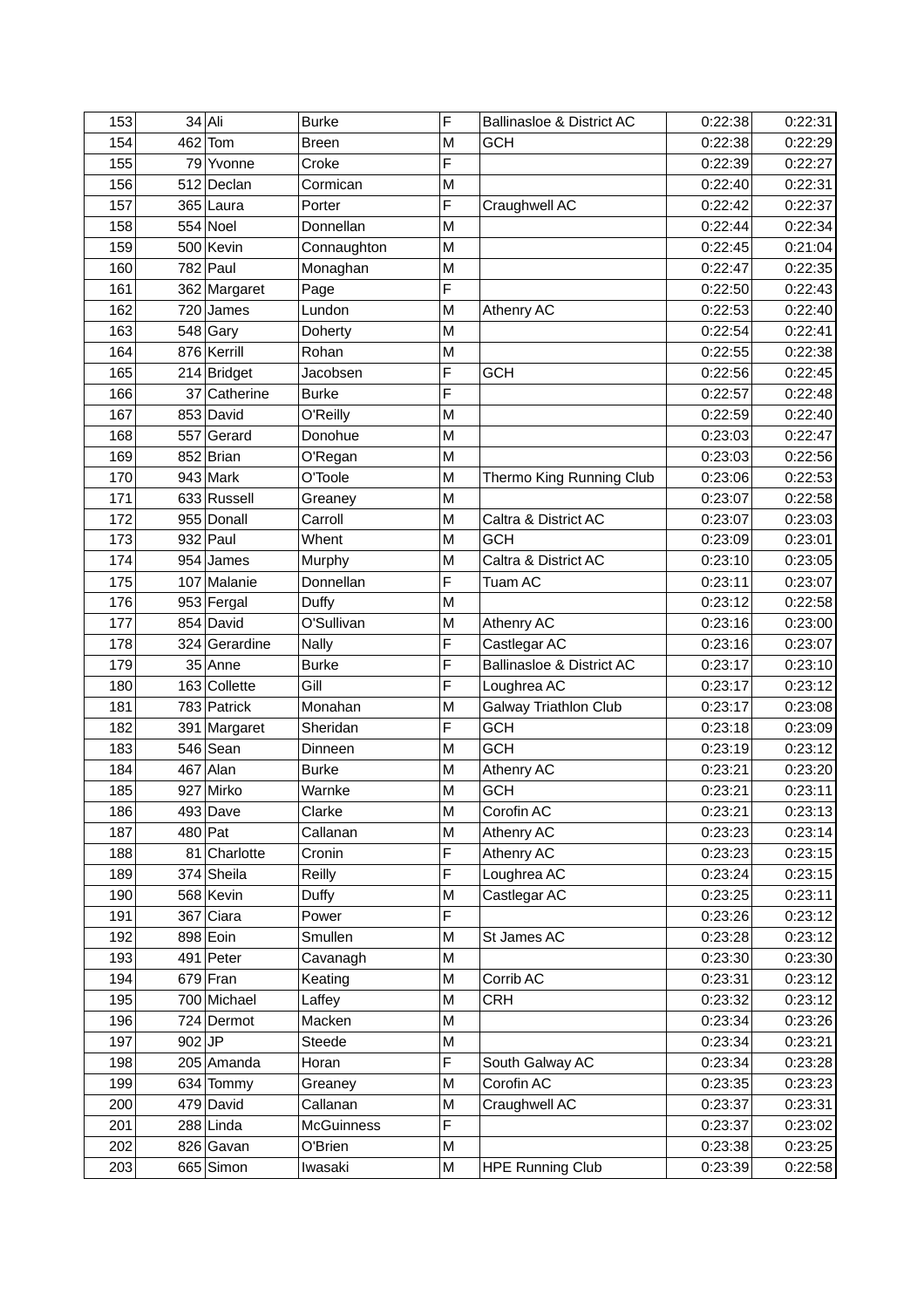| 153 | 34 | Ali | Burke | F | Ballinasloe & District AC | 0:22:38 | 0:22:31 |
|---|---|---|---|---|---|---|---|
| 154 | 462 | Tom | Breen | M | GCH | 0:22:38 | 0:22:29 |
| 155 | 79 | Yvonne | Croke | F | | 0:22:39 | 0:22:27 |
| 156 | 512 | Declan | Cormican | M | | 0:22:40 | 0:22:31 |
| 157 | 365 | Laura | Porter | F | Craughwell AC | 0:22:42 | 0:22:37 |
| 158 | 554 | Noel | Donnellan | M | | 0:22:44 | 0:22:34 |
| 159 | 500 | Kevin | Connaughton | M | | 0:22:45 | 0:21:04 |
| 160 | 782 | Paul | Monaghan | M | | 0:22:47 | 0:22:35 |
| 161 | 362 | Margaret | Page | F | | 0:22:50 | 0:22:43 |
| 162 | 720 | James | Lundon | M | Athenry AC | 0:22:53 | 0:22:40 |
| 163 | 548 | Gary | Doherty | M | | 0:22:54 | 0:22:41 |
| 164 | 876 | Kerrill | Rohan | M | | 0:22:55 | 0:22:38 |
| 165 | 214 | Bridget | Jacobsen | F | GCH | 0:22:56 | 0:22:45 |
| 166 | 37 | Catherine | Burke | F | | 0:22:57 | 0:22:48 |
| 167 | 853 | David | O'Reilly | M | | 0:22:59 | 0:22:40 |
| 168 | 557 | Gerard | Donohue | M | | 0:23:03 | 0:22:47 |
| 169 | 852 | Brian | O'Regan | M | | 0:23:03 | 0:22:56 |
| 170 | 943 | Mark | O'Toole | M | Thermo King Running Club | 0:23:06 | 0:22:53 |
| 171 | 633 | Russell | Greaney | M | | 0:23:07 | 0:22:58 |
| 172 | 955 | Donall | Carroll | M | Caltra & District AC | 0:23:07 | 0:23:03 |
| 173 | 932 | Paul | Whent | M | GCH | 0:23:09 | 0:23:01 |
| 174 | 954 | James | Murphy | M | Caltra & District AC | 0:23:10 | 0:23:05 |
| 175 | 107 | Malanie | Donnellan | F | Tuam AC | 0:23:11 | 0:23:07 |
| 176 | 953 | Fergal | Duffy | M | | 0:23:12 | 0:22:58 |
| 177 | 854 | David | O'Sullivan | M | Athenry AC | 0:23:16 | 0:23:00 |
| 178 | 324 | Gerardine | Nally | F | Castlegar AC | 0:23:16 | 0:23:07 |
| 179 | 35 | Anne | Burke | F | Ballinasloe & District AC | 0:23:17 | 0:23:10 |
| 180 | 163 | Collette | Gill | F | Loughrea AC | 0:23:17 | 0:23:12 |
| 181 | 783 | Patrick | Monahan | M | Galway Triathlon Club | 0:23:17 | 0:23:08 |
| 182 | 391 | Margaret | Sheridan | F | GCH | 0:23:18 | 0:23:09 |
| 183 | 546 | Sean | Dinneen | M | GCH | 0:23:19 | 0:23:12 |
| 184 | 467 | Alan | Burke | M | Athenry AC | 0:23:21 | 0:23:20 |
| 185 | 927 | Mirko | Warnke | M | GCH | 0:23:21 | 0:23:11 |
| 186 | 493 | Dave | Clarke | M | Corofin AC | 0:23:21 | 0:23:13 |
| 187 | 480 | Pat | Callanan | M | Athenry AC | 0:23:23 | 0:23:14 |
| 188 | 81 | Charlotte | Cronin | F | Athenry AC | 0:23:23 | 0:23:15 |
| 189 | 374 | Sheila | Reilly | F | Loughrea AC | 0:23:24 | 0:23:15 |
| 190 | 568 | Kevin | Duffy | M | Castlegar AC | 0:23:25 | 0:23:11 |
| 191 | 367 | Ciara | Power | F | | 0:23:26 | 0:23:12 |
| 192 | 898 | Eoin | Smullen | M | St James AC | 0:23:28 | 0:23:12 |
| 193 | 491 | Peter | Cavanagh | M | | 0:23:30 | 0:23:30 |
| 194 | 679 | Fran | Keating | M | Corrib AC | 0:23:31 | 0:23:12 |
| 195 | 700 | Michael | Laffey | M | CRH | 0:23:32 | 0:23:12 |
| 196 | 724 | Dermot | Macken | M | | 0:23:34 | 0:23:26 |
| 197 | 902 | JP | Steede | M | | 0:23:34 | 0:23:21 |
| 198 | 205 | Amanda | Horan | F | South Galway AC | 0:23:34 | 0:23:28 |
| 199 | 634 | Tommy | Greaney | M | Corofin AC | 0:23:35 | 0:23:23 |
| 200 | 479 | David | Callanan | M | Craughwell AC | 0:23:37 | 0:23:31 |
| 201 | 288 | Linda | McGuinness | F | | 0:23:37 | 0:23:02 |
| 202 | 826 | Gavan | O'Brien | M | | 0:23:38 | 0:23:25 |
| 203 | 665 | Simon | Iwasaki | M | HPE Running Club | 0:23:39 | 0:22:58 |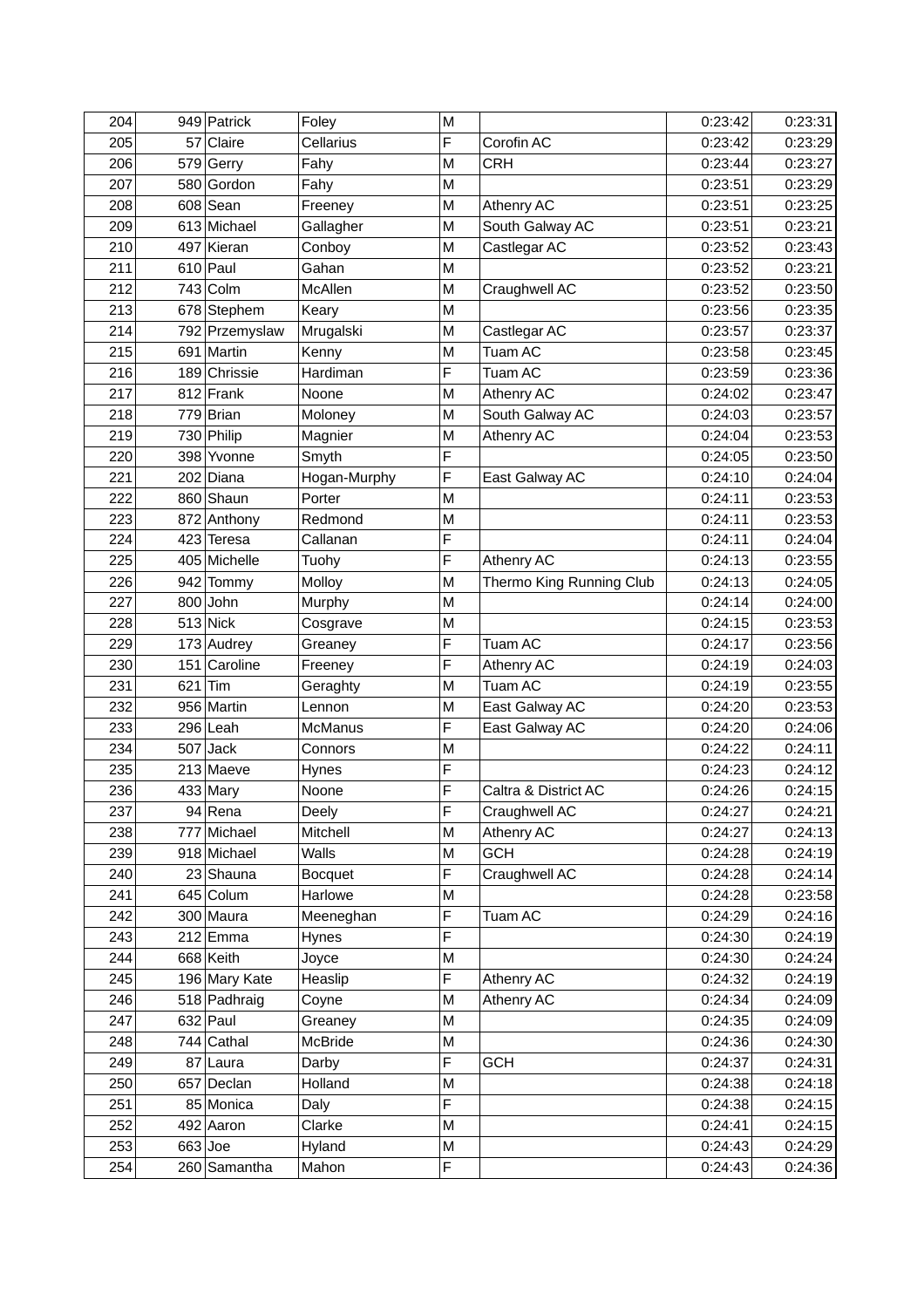| 204 | 949 | Patrick | Foley | M | | 0:23:42 | 0:23:31 |
|---|---|---|---|---|---|---|---|
| 205 | 57 | Claire | Cellarius | F | Corofin AC | 0:23:42 | 0:23:29 |
| 206 | 579 | Gerry | Fahy | M | CRH | 0:23:44 | 0:23:27 |
| 207 | 580 | Gordon | Fahy | M | | 0:23:51 | 0:23:29 |
| 208 | 608 | Sean | Freeney | M | Athenry AC | 0:23:51 | 0:23:25 |
| 209 | 613 | Michael | Gallagher | M | South Galway AC | 0:23:51 | 0:23:21 |
| 210 | 497 | Kieran | Conboy | M | Castlegar AC | 0:23:52 | 0:23:43 |
| 211 | 610 | Paul | Gahan | M | | 0:23:52 | 0:23:21 |
| 212 | 743 | Colm | McAllen | M | Craughwell AC | 0:23:52 | 0:23:50 |
| 213 | 678 | Stephem | Keary | M | | 0:23:56 | 0:23:35 |
| 214 | 792 | Przemyslaw | Mrugalski | M | Castlegar AC | 0:23:57 | 0:23:37 |
| 215 | 691 | Martin | Kenny | M | Tuam AC | 0:23:58 | 0:23:45 |
| 216 | 189 | Chrissie | Hardiman | F | Tuam AC | 0:23:59 | 0:23:36 |
| 217 | 812 | Frank | Noone | M | Athenry AC | 0:24:02 | 0:23:47 |
| 218 | 779 | Brian | Moloney | M | South Galway AC | 0:24:03 | 0:23:57 |
| 219 | 730 | Philip | Magnier | M | Athenry AC | 0:24:04 | 0:23:53 |
| 220 | 398 | Yvonne | Smyth | F | | 0:24:05 | 0:23:50 |
| 221 | 202 | Diana | Hogan-Murphy | F | East Galway AC | 0:24:10 | 0:24:04 |
| 222 | 860 | Shaun | Porter | M | | 0:24:11 | 0:23:53 |
| 223 | 872 | Anthony | Redmond | M | | 0:24:11 | 0:23:53 |
| 224 | 423 | Teresa | Callanan | F | | 0:24:11 | 0:24:04 |
| 225 | 405 | Michelle | Tuohy | F | Athenry AC | 0:24:13 | 0:23:55 |
| 226 | 942 | Tommy | Molloy | M | Thermo King Running Club | 0:24:13 | 0:24:05 |
| 227 | 800 | John | Murphy | M | | 0:24:14 | 0:24:00 |
| 228 | 513 | Nick | Cosgrave | M | | 0:24:15 | 0:23:53 |
| 229 | 173 | Audrey | Greaney | F | Tuam AC | 0:24:17 | 0:23:56 |
| 230 | 151 | Caroline | Freeney | F | Athenry AC | 0:24:19 | 0:24:03 |
| 231 | 621 | Tim | Geraghty | M | Tuam AC | 0:24:19 | 0:23:55 |
| 232 | 956 | Martin | Lennon | M | East Galway AC | 0:24:20 | 0:23:53 |
| 233 | 296 | Leah | McManus | F | East Galway AC | 0:24:20 | 0:24:06 |
| 234 | 507 | Jack | Connors | M | | 0:24:22 | 0:24:11 |
| 235 | 213 | Maeve | Hynes | F | | 0:24:23 | 0:24:12 |
| 236 | 433 | Mary | Noone | F | Caltra & District AC | 0:24:26 | 0:24:15 |
| 237 | 94 | Rena | Deely | F | Craughwell AC | 0:24:27 | 0:24:21 |
| 238 | 777 | Michael | Mitchell | M | Athenry AC | 0:24:27 | 0:24:13 |
| 239 | 918 | Michael | Walls | M | GCH | 0:24:28 | 0:24:19 |
| 240 | 23 | Shauna | Bocquet | F | Craughwell AC | 0:24:28 | 0:24:14 |
| 241 | 645 | Colum | Harlowe | M | | 0:24:28 | 0:23:58 |
| 242 | 300 | Maura | Meeneghan | F | Tuam AC | 0:24:29 | 0:24:16 |
| 243 | 212 | Emma | Hynes | F | | 0:24:30 | 0:24:19 |
| 244 | 668 | Keith | Joyce | M | | 0:24:30 | 0:24:24 |
| 245 | 196 | Mary Kate | Heaslip | F | Athenry AC | 0:24:32 | 0:24:19 |
| 246 | 518 | Padhraig | Coyne | M | Athenry AC | 0:24:34 | 0:24:09 |
| 247 | 632 | Paul | Greaney | M | | 0:24:35 | 0:24:09 |
| 248 | 744 | Cathal | McBride | M | | 0:24:36 | 0:24:30 |
| 249 | 87 | Laura | Darby | F | GCH | 0:24:37 | 0:24:31 |
| 250 | 657 | Declan | Holland | M | | 0:24:38 | 0:24:18 |
| 251 | 85 | Monica | Daly | F | | 0:24:38 | 0:24:15 |
| 252 | 492 | Aaron | Clarke | M | | 0:24:41 | 0:24:15 |
| 253 | 663 | Joe | Hyland | M | | 0:24:43 | 0:24:29 |
| 254 | 260 | Samantha | Mahon | F | | 0:24:43 | 0:24:36 |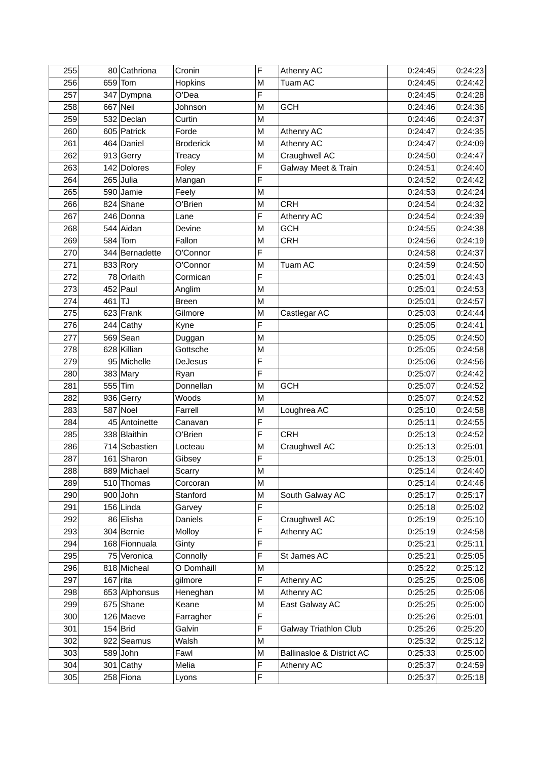| 255 | 80 | Cathriona | Cronin | F | Athenry AC | 0:24:45 | 0:24:23 |
|---|---|---|---|---|---|---|---|
| 256 | 659 | Tom | Hopkins | M | Tuam AC | 0:24:45 | 0:24:42 |
| 257 | 347 | Dympna | O'Dea | F | | 0:24:45 | 0:24:28 |
| 258 | 667 | Neil | Johnson | M | GCH | 0:24:46 | 0:24:36 |
| 259 | 532 | Declan | Curtin | M | | 0:24:46 | 0:24:37 |
| 260 | 605 | Patrick | Forde | M | Athenry AC | 0:24:47 | 0:24:35 |
| 261 | 464 | Daniel | Broderick | M | Athenry AC | 0:24:47 | 0:24:09 |
| 262 | 913 | Gerry | Treacy | M | Craughwell AC | 0:24:50 | 0:24:47 |
| 263 | 142 | Dolores | Foley | F | Galway Meet & Train | 0:24:51 | 0:24:40 |
| 264 | 265 | Julia | Mangan | F | | 0:24:52 | 0:24:42 |
| 265 | 590 | Jamie | Feely | M | | 0:24:53 | 0:24:24 |
| 266 | 824 | Shane | O'Brien | M | CRH | 0:24:54 | 0:24:32 |
| 267 | 246 | Donna | Lane | F | Athenry AC | 0:24:54 | 0:24:39 |
| 268 | 544 | Aidan | Devine | M | GCH | 0:24:55 | 0:24:38 |
| 269 | 584 | Tom | Fallon | M | CRH | 0:24:56 | 0:24:19 |
| 270 | 344 | Bernadette | O'Connor | F | | 0:24:58 | 0:24:37 |
| 271 | 833 | Rory | O'Connor | M | Tuam AC | 0:24:59 | 0:24:50 |
| 272 | 78 | Orlaith | Cormican | F | | 0:25:01 | 0:24:43 |
| 273 | 452 | Paul | Anglim | M | | 0:25:01 | 0:24:53 |
| 274 | 461 | TJ | Breen | M | | 0:25:01 | 0:24:57 |
| 275 | 623 | Frank | Gilmore | M | Castlegar AC | 0:25:03 | 0:24:44 |
| 276 | 244 | Cathy | Kyne | F | | 0:25:05 | 0:24:41 |
| 277 | 569 | Sean | Duggan | M | | 0:25:05 | 0:24:50 |
| 278 | 628 | Killian | Gottsche | M | | 0:25:05 | 0:24:58 |
| 279 | 95 | Michelle | DeJesus | F | | 0:25:06 | 0:24:56 |
| 280 | 383 | Mary | Ryan | F | | 0:25:07 | 0:24:42 |
| 281 | 555 | Tim | Donnellan | M | GCH | 0:25:07 | 0:24:52 |
| 282 | 936 | Gerry | Woods | M | | 0:25:07 | 0:24:52 |
| 283 | 587 | Noel | Farrell | M | Loughrea AC | 0:25:10 | 0:24:58 |
| 284 | 45 | Antoinette | Canavan | F | | 0:25:11 | 0:24:55 |
| 285 | 338 | Blaithin | O'Brien | F | CRH | 0:25:13 | 0:24:52 |
| 286 | 714 | Sebastien | Locteau | M | Craughwell AC | 0:25:13 | 0:25:01 |
| 287 | 161 | Sharon | Gibsey | F | | 0:25:13 | 0:25:01 |
| 288 | 889 | Michael | Scarry | M | | 0:25:14 | 0:24:40 |
| 289 | 510 | Thomas | Corcoran | M | | 0:25:14 | 0:24:46 |
| 290 | 900 | John | Stanford | M | South Galway AC | 0:25:17 | 0:25:17 |
| 291 | 156 | Linda | Garvey | F | | 0:25:18 | 0:25:02 |
| 292 | 86 | Elisha | Daniels | F | Craughwell AC | 0:25:19 | 0:25:10 |
| 293 | 304 | Bernie | Molloy | F | Athenry AC | 0:25:19 | 0:24:58 |
| 294 | 168 | Fionnuala | Ginty | F | | 0:25:21 | 0:25:11 |
| 295 | 75 | Veronica | Connolly | F | St James AC | 0:25:21 | 0:25:05 |
| 296 | 818 | Micheal | O Domhaill | M | | 0:25:22 | 0:25:12 |
| 297 | 167 | rita | gilmore | F | Athenry AC | 0:25:25 | 0:25:06 |
| 298 | 653 | Alphonsus | Heneghan | M | Athenry AC | 0:25:25 | 0:25:06 |
| 299 | 675 | Shane | Keane | M | East Galway AC | 0:25:25 | 0:25:00 |
| 300 | 126 | Maeve | Farragher | F | | 0:25:26 | 0:25:01 |
| 301 | 154 | Brid | Galvin | F | Galway Triathlon Club | 0:25:26 | 0:25:20 |
| 302 | 922 | Seamus | Walsh | M | | 0:25:32 | 0:25:12 |
| 303 | 589 | John | Fawl | M | Ballinasloe & District AC | 0:25:33 | 0:25:00 |
| 304 | 301 | Cathy | Melia | F | Athenry AC | 0:25:37 | 0:24:59 |
| 305 | 258 | Fiona | Lyons | F | | 0:25:37 | 0:25:18 |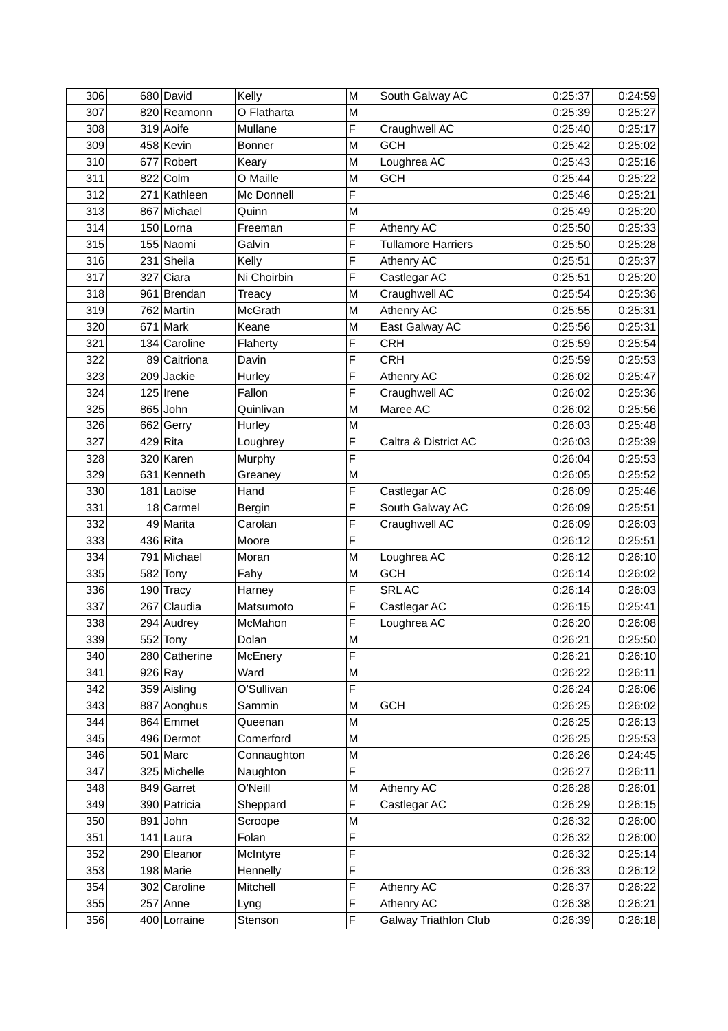| 306 | 680 | David | Kelly | M | South Galway AC | 0:25:37 | 0:24:59 |
|---|---|---|---|---|---|---|---|
| 307 | 820 | Reamonn | O Flatharta | M | | 0:25:39 | 0:25:27 |
| 308 | 319 | Aoife | Mullane | F | Craughwell AC | 0:25:40 | 0:25:17 |
| 309 | 458 | Kevin | Bonner | M | GCH | 0:25:42 | 0:25:02 |
| 310 | 677 | Robert | Keary | M | Loughrea AC | 0:25:43 | 0:25:16 |
| 311 | 822 | Colm | O Maille | M | GCH | 0:25:44 | 0:25:22 |
| 312 | 271 | Kathleen | Mc Donnell | F | | 0:25:46 | 0:25:21 |
| 313 | 867 | Michael | Quinn | M | | 0:25:49 | 0:25:20 |
| 314 | 150 | Lorna | Freeman | F | Athenry AC | 0:25:50 | 0:25:33 |
| 315 | 155 | Naomi | Galvin | F | Tullamore Harriers | 0:25:50 | 0:25:28 |
| 316 | 231 | Sheila | Kelly | F | Athenry AC | 0:25:51 | 0:25:37 |
| 317 | 327 | Ciara | Ni Choirbin | F | Castlegar AC | 0:25:51 | 0:25:20 |
| 318 | 961 | Brendan | Treacy | M | Craughwell AC | 0:25:54 | 0:25:36 |
| 319 | 762 | Martin | McGrath | M | Athenry AC | 0:25:55 | 0:25:31 |
| 320 | 671 | Mark | Keane | M | East Galway AC | 0:25:56 | 0:25:31 |
| 321 | 134 | Caroline | Flaherty | F | CRH | 0:25:59 | 0:25:54 |
| 322 | 89 | Caitriona | Davin | F | CRH | 0:25:59 | 0:25:53 |
| 323 | 209 | Jackie | Hurley | F | Athenry AC | 0:26:02 | 0:25:47 |
| 324 | 125 | Irene | Fallon | F | Craughwell AC | 0:26:02 | 0:25:36 |
| 325 | 865 | John | Quinlivan | M | Maree AC | 0:26:02 | 0:25:56 |
| 326 | 662 | Gerry | Hurley | M | | 0:26:03 | 0:25:48 |
| 327 | 429 | Rita | Loughrey | F | Caltra & District AC | 0:26:03 | 0:25:39 |
| 328 | 320 | Karen | Murphy | F | | 0:26:04 | 0:25:53 |
| 329 | 631 | Kenneth | Greaney | M | | 0:26:05 | 0:25:52 |
| 330 | 181 | Laoise | Hand | F | Castlegar AC | 0:26:09 | 0:25:46 |
| 331 | 18 | Carmel | Bergin | F | South Galway AC | 0:26:09 | 0:25:51 |
| 332 | 49 | Marita | Carolan | F | Craughwell AC | 0:26:09 | 0:26:03 |
| 333 | 436 | Rita | Moore | F | | 0:26:12 | 0:25:51 |
| 334 | 791 | Michael | Moran | M | Loughrea AC | 0:26:12 | 0:26:10 |
| 335 | 582 | Tony | Fahy | M | GCH | 0:26:14 | 0:26:02 |
| 336 | 190 | Tracy | Harney | F | SRL AC | 0:26:14 | 0:26:03 |
| 337 | 267 | Claudia | Matsumoto | F | Castlegar AC | 0:26:15 | 0:25:41 |
| 338 | 294 | Audrey | McMahon | F | Loughrea AC | 0:26:20 | 0:26:08 |
| 339 | 552 | Tony | Dolan | M | | 0:26:21 | 0:25:50 |
| 340 | 280 | Catherine | McEnery | F | | 0:26:21 | 0:26:10 |
| 341 | 926 | Ray | Ward | M | | 0:26:22 | 0:26:11 |
| 342 | 359 | Aisling | O'Sullivan | F | | 0:26:24 | 0:26:06 |
| 343 | 887 | Aonghus | Sammin | M | GCH | 0:26:25 | 0:26:02 |
| 344 | 864 | Emmet | Queenan | M | | 0:26:25 | 0:26:13 |
| 345 | 496 | Dermot | Comerford | M | | 0:26:25 | 0:25:53 |
| 346 | 501 | Marc | Connaughton | M | | 0:26:26 | 0:24:45 |
| 347 | 325 | Michelle | Naughton | F | | 0:26:27 | 0:26:11 |
| 348 | 849 | Garret | O'Neill | M | Athenry AC | 0:26:28 | 0:26:01 |
| 349 | 390 | Patricia | Sheppard | F | Castlegar AC | 0:26:29 | 0:26:15 |
| 350 | 891 | John | Scroope | M | | 0:26:32 | 0:26:00 |
| 351 | 141 | Laura | Folan | F | | 0:26:32 | 0:26:00 |
| 352 | 290 | Eleanor | McIntyre | F | | 0:26:32 | 0:25:14 |
| 353 | 198 | Marie | Hennelly | F | | 0:26:33 | 0:26:12 |
| 354 | 302 | Caroline | Mitchell | F | Athenry AC | 0:26:37 | 0:26:22 |
| 355 | 257 | Anne | Lyng | F | Athenry AC | 0:26:38 | 0:26:21 |
| 356 | 400 | Lorraine | Stenson | F | Galway Triathlon Club | 0:26:39 | 0:26:18 |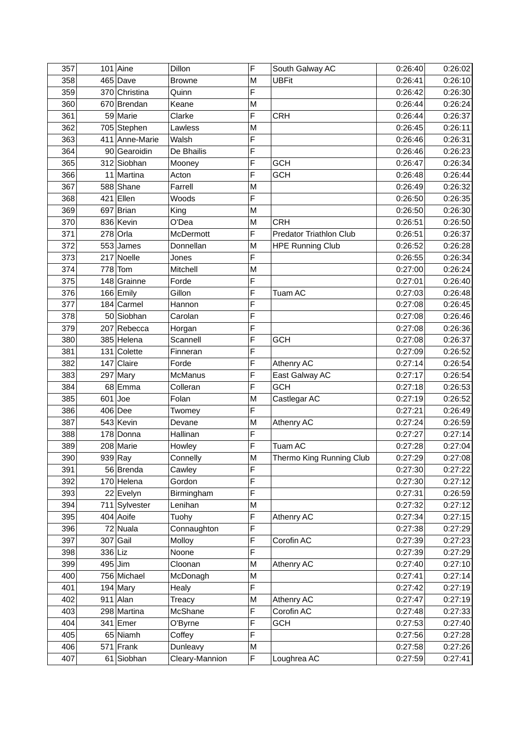| 357 | 101 | Aine | Dillon | F | South Galway AC | 0:26:40 | 0:26:02 |
|---|---|---|---|---|---|---|---|
| 358 | 465 | Dave | Browne | M | UBFit | 0:26:41 | 0:26:10 |
| 359 | 370 | Christina | Quinn | F |  | 0:26:42 | 0:26:30 |
| 360 | 670 | Brendan | Keane | M |  | 0:26:44 | 0:26:24 |
| 361 | 59 | Marie | Clarke | F | CRH | 0:26:44 | 0:26:37 |
| 362 | 705 | Stephen | Lawless | M |  | 0:26:45 | 0:26:11 |
| 363 | 411 | Anne-Marie | Walsh | F |  | 0:26:46 | 0:26:31 |
| 364 | 90 | Gearoidin | De Bhailis | F |  | 0:26:46 | 0:26:23 |
| 365 | 312 | Siobhan | Mooney | F | GCH | 0:26:47 | 0:26:34 |
| 366 | 11 | Martina | Acton | F | GCH | 0:26:48 | 0:26:44 |
| 367 | 588 | Shane | Farrell | M |  | 0:26:49 | 0:26:32 |
| 368 | 421 | Ellen | Woods | F |  | 0:26:50 | 0:26:35 |
| 369 | 697 | Brian | King | M |  | 0:26:50 | 0:26:30 |
| 370 | 836 | Kevin | O'Dea | M | CRH | 0:26:51 | 0:26:50 |
| 371 | 278 | Orla | McDermott | F | Predator Triathlon Club | 0:26:51 | 0:26:37 |
| 372 | 553 | James | Donnellan | M | HPE Running Club | 0:26:52 | 0:26:28 |
| 373 | 217 | Noelle | Jones | F |  | 0:26:55 | 0:26:34 |
| 374 | 778 | Tom | Mitchell | M |  | 0:27:00 | 0:26:24 |
| 375 | 148 | Grainne | Forde | F |  | 0:27:01 | 0:26:40 |
| 376 | 166 | Emily | Gillon | F | Tuam AC | 0:27:03 | 0:26:48 |
| 377 | 184 | Carmel | Hannon | F |  | 0:27:08 | 0:26:45 |
| 378 | 50 | Siobhan | Carolan | F |  | 0:27:08 | 0:26:46 |
| 379 | 207 | Rebecca | Horgan | F |  | 0:27:08 | 0:26:36 |
| 380 | 385 | Helena | Scannell | F | GCH | 0:27:08 | 0:26:37 |
| 381 | 131 | Colette | Finneran | F |  | 0:27:09 | 0:26:52 |
| 382 | 147 | Claire | Forde | F | Athenry AC | 0:27:14 | 0:26:54 |
| 383 | 297 | Mary | McManus | F | East Galway AC | 0:27:17 | 0:26:54 |
| 384 | 68 | Emma | Colleran | F | GCH | 0:27:18 | 0:26:53 |
| 385 | 601 | Joe | Folan | M | Castlegar AC | 0:27:19 | 0:26:52 |
| 386 | 406 | Dee | Twomey | F |  | 0:27:21 | 0:26:49 |
| 387 | 543 | Kevin | Devane | M | Athenry AC | 0:27:24 | 0:26:59 |
| 388 | 178 | Donna | Hallinan | F |  | 0:27:27 | 0:27:14 |
| 389 | 208 | Marie | Howley | F | Tuam AC | 0:27:28 | 0:27:04 |
| 390 | 939 | Ray | Connelly | M | Thermo King Running Club | 0:27:29 | 0:27:08 |
| 391 | 56 | Brenda | Cawley | F |  | 0:27:30 | 0:27:22 |
| 392 | 170 | Helena | Gordon | F |  | 0:27:30 | 0:27:12 |
| 393 | 22 | Evelyn | Birmingham | F |  | 0:27:31 | 0:26:59 |
| 394 | 711 | Sylvester | Lenihan | M |  | 0:27:32 | 0:27:12 |
| 395 | 404 | Aoife | Tuohy | F | Athenry AC | 0:27:34 | 0:27:15 |
| 396 | 72 | Nuala | Connaughton | F |  | 0:27:38 | 0:27:29 |
| 397 | 307 | Gail | Molloy | F | Corofin AC | 0:27:39 | 0:27:23 |
| 398 | 336 | Liz | Noone | F |  | 0:27:39 | 0:27:29 |
| 399 | 495 | Jim | Cloonan | M | Athenry AC | 0:27:40 | 0:27:10 |
| 400 | 756 | Michael | McDonagh | M |  | 0:27:41 | 0:27:14 |
| 401 | 194 | Mary | Healy | F |  | 0:27:42 | 0:27:19 |
| 402 | 911 | Alan | Treacy | M | Athenry AC | 0:27:47 | 0:27:19 |
| 403 | 298 | Martina | McShane | F | Corofin AC | 0:27:48 | 0:27:33 |
| 404 | 341 | Emer | O'Byrne | F | GCH | 0:27:53 | 0:27:40 |
| 405 | 65 | Niamh | Coffey | F |  | 0:27:56 | 0:27:28 |
| 406 | 571 | Frank | Dunleavy | M |  | 0:27:58 | 0:27:26 |
| 407 | 61 | Siobhan | Cleary-Mannion | F | Loughrea AC | 0:27:59 | 0:27:41 |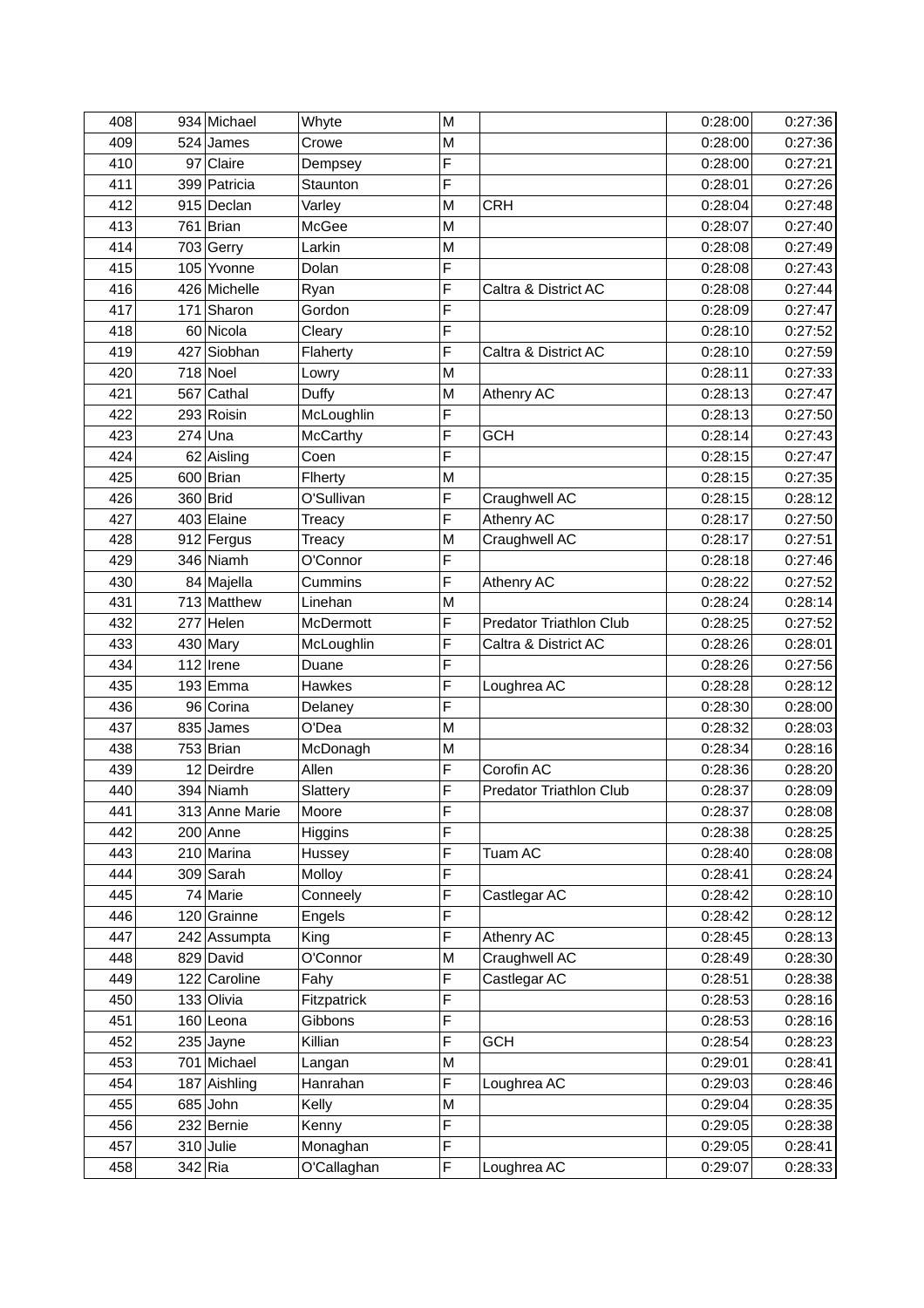| 408 | 934 | Michael | Whyte | M | | 0:28:00 | 0:27:36 |
|---|---|---|---|---|---|---|---|
| 409 | 524 | James | Crowe | M | | 0:28:00 | 0:27:36 |
| 410 | 97 | Claire | Dempsey | F | | 0:28:00 | 0:27:21 |
| 411 | 399 | Patricia | Staunton | F | | 0:28:01 | 0:27:26 |
| 412 | 915 | Declan | Varley | M | CRH | 0:28:04 | 0:27:48 |
| 413 | 761 | Brian | McGee | M | | 0:28:07 | 0:27:40 |
| 414 | 703 | Gerry | Larkin | M | | 0:28:08 | 0:27:49 |
| 415 | 105 | Yvonne | Dolan | F | | 0:28:08 | 0:27:43 |
| 416 | 426 | Michelle | Ryan | F | Caltra & District AC | 0:28:08 | 0:27:44 |
| 417 | 171 | Sharon | Gordon | F | | 0:28:09 | 0:27:47 |
| 418 | 60 | Nicola | Cleary | F | | 0:28:10 | 0:27:52 |
| 419 | 427 | Siobhan | Flaherty | F | Caltra & District AC | 0:28:10 | 0:27:59 |
| 420 | 718 | Noel | Lowry | M | | 0:28:11 | 0:27:33 |
| 421 | 567 | Cathal | Duffy | M | Athenry AC | 0:28:13 | 0:27:47 |
| 422 | 293 | Roisin | McLoughlin | F | | 0:28:13 | 0:27:50 |
| 423 | 274 | Una | McCarthy | F | GCH | 0:28:14 | 0:27:43 |
| 424 | 62 | Aisling | Coen | F | | 0:28:15 | 0:27:47 |
| 425 | 600 | Brian | Flherty | M | | 0:28:15 | 0:27:35 |
| 426 | 360 | Brid | O'Sullivan | F | Craughwell AC | 0:28:15 | 0:28:12 |
| 427 | 403 | Elaine | Treacy | F | Athenry AC | 0:28:17 | 0:27:50 |
| 428 | 912 | Fergus | Treacy | M | Craughwell AC | 0:28:17 | 0:27:51 |
| 429 | 346 | Niamh | O'Connor | F | | 0:28:18 | 0:27:46 |
| 430 | 84 | Majella | Cummins | F | Athenry AC | 0:28:22 | 0:27:52 |
| 431 | 713 | Matthew | Linehan | M | | 0:28:24 | 0:28:14 |
| 432 | 277 | Helen | McDermott | F | Predator Triathlon Club | 0:28:25 | 0:27:52 |
| 433 | 430 | Mary | McLoughlin | F | Caltra & District AC | 0:28:26 | 0:28:01 |
| 434 | 112 | Irene | Duane | F | | 0:28:26 | 0:27:56 |
| 435 | 193 | Emma | Hawkes | F | Loughrea AC | 0:28:28 | 0:28:12 |
| 436 | 96 | Corina | Delaney | F | | 0:28:30 | 0:28:00 |
| 437 | 835 | James | O'Dea | M | | 0:28:32 | 0:28:03 |
| 438 | 753 | Brian | McDonagh | M | | 0:28:34 | 0:28:16 |
| 439 | 12 | Deirdre | Allen | F | Corofin AC | 0:28:36 | 0:28:20 |
| 440 | 394 | Niamh | Slattery | F | Predator Triathlon Club | 0:28:37 | 0:28:09 |
| 441 | 313 | Anne Marie | Moore | F | | 0:28:37 | 0:28:08 |
| 442 | 200 | Anne | Higgins | F | | 0:28:38 | 0:28:25 |
| 443 | 210 | Marina | Hussey | F | Tuam AC | 0:28:40 | 0:28:08 |
| 444 | 309 | Sarah | Molloy | F | | 0:28:41 | 0:28:24 |
| 445 | 74 | Marie | Conneely | F | Castlegar AC | 0:28:42 | 0:28:10 |
| 446 | 120 | Grainne | Engels | F | | 0:28:42 | 0:28:12 |
| 447 | 242 | Assumpta | King | F | Athenry AC | 0:28:45 | 0:28:13 |
| 448 | 829 | David | O'Connor | M | Craughwell AC | 0:28:49 | 0:28:30 |
| 449 | 122 | Caroline | Fahy | F | Castlegar AC | 0:28:51 | 0:28:38 |
| 450 | 133 | Olivia | Fitzpatrick | F | | 0:28:53 | 0:28:16 |
| 451 | 160 | Leona | Gibbons | F | | 0:28:53 | 0:28:16 |
| 452 | 235 | Jayne | Killian | F | GCH | 0:28:54 | 0:28:23 |
| 453 | 701 | Michael | Langan | M | | 0:29:01 | 0:28:41 |
| 454 | 187 | Aishling | Hanrahan | F | Loughrea AC | 0:29:03 | 0:28:46 |
| 455 | 685 | John | Kelly | M | | 0:29:04 | 0:28:35 |
| 456 | 232 | Bernie | Kenny | F | | 0:29:05 | 0:28:38 |
| 457 | 310 | Julie | Monaghan | F | | 0:29:05 | 0:28:41 |
| 458 | 342 | Ria | O'Callaghan | F | Loughrea AC | 0:29:07 | 0:28:33 |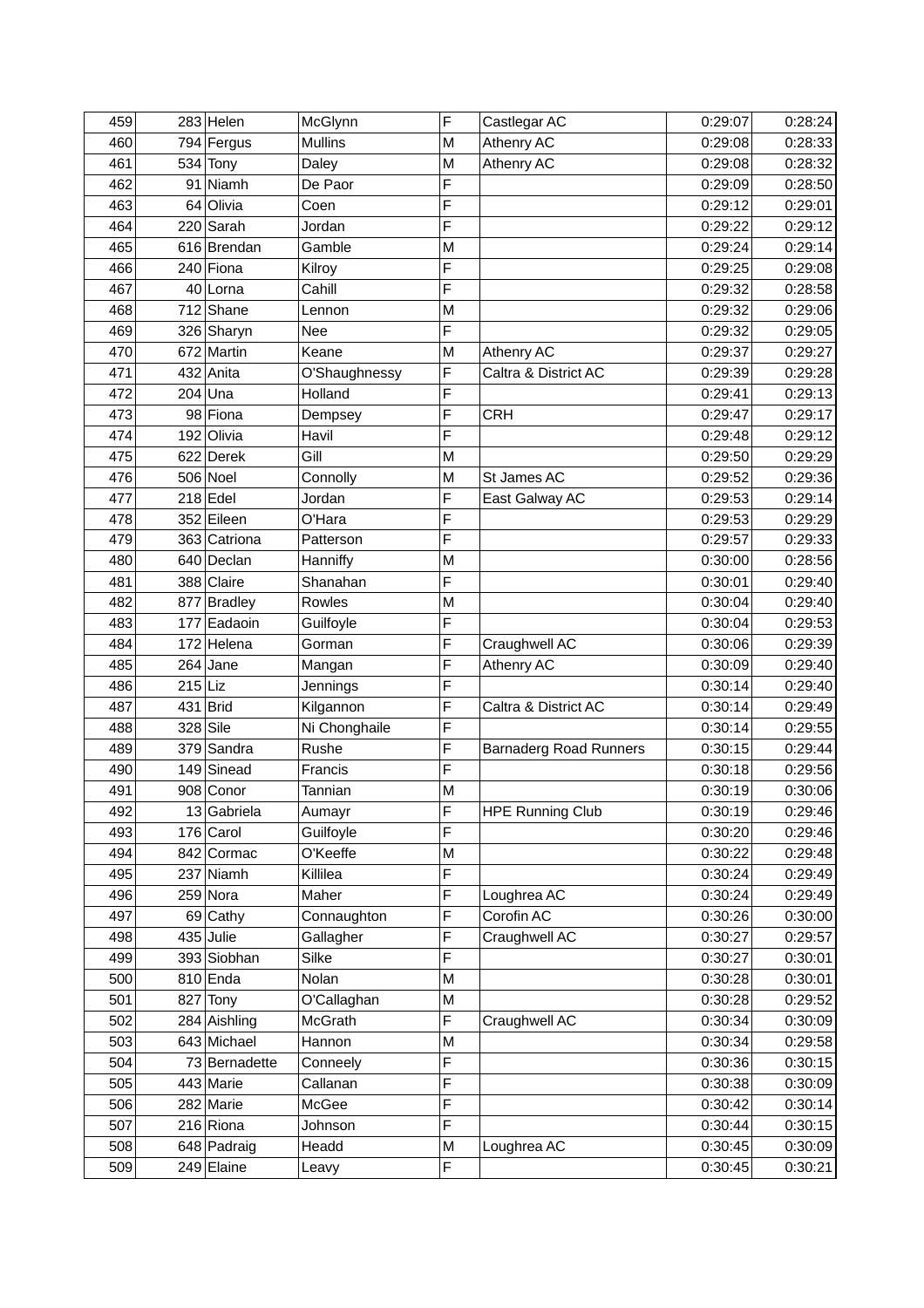| | | | | | | | |
|---|---|---|---|---|---|---|---|
| 459 | 283 | Helen | McGlynn | F | Castlegar AC | 0:29:07 | 0:28:24 |
| 460 | 794 | Fergus | Mullins | M | Athenry AC | 0:29:08 | 0:28:33 |
| 461 | 534 | Tony | Daley | M | Athenry AC | 0:29:08 | 0:28:32 |
| 462 | 91 | Niamh | De Paor | F | | 0:29:09 | 0:28:50 |
| 463 | 64 | Olivia | Coen | F | | 0:29:12 | 0:29:01 |
| 464 | 220 | Sarah | Jordan | F | | 0:29:22 | 0:29:12 |
| 465 | 616 | Brendan | Gamble | M | | 0:29:24 | 0:29:14 |
| 466 | 240 | Fiona | Kilroy | F | | 0:29:25 | 0:29:08 |
| 467 | 40 | Lorna | Cahill | F | | 0:29:32 | 0:28:58 |
| 468 | 712 | Shane | Lennon | M | | 0:29:32 | 0:29:06 |
| 469 | 326 | Sharyn | Nee | F | | 0:29:32 | 0:29:05 |
| 470 | 672 | Martin | Keane | M | Athenry AC | 0:29:37 | 0:29:27 |
| 471 | 432 | Anita | O'Shaughnessy | F | Caltra & District AC | 0:29:39 | 0:29:28 |
| 472 | 204 | Una | Holland | F | | 0:29:41 | 0:29:13 |
| 473 | 98 | Fiona | Dempsey | F | CRH | 0:29:47 | 0:29:17 |
| 474 | 192 | Olivia | Havil | F | | 0:29:48 | 0:29:12 |
| 475 | 622 | Derek | Gill | M | | 0:29:50 | 0:29:29 |
| 476 | 506 | Noel | Connolly | M | St James AC | 0:29:52 | 0:29:36 |
| 477 | 218 | Edel | Jordan | F | East Galway AC | 0:29:53 | 0:29:14 |
| 478 | 352 | Eileen | O'Hara | F | | 0:29:53 | 0:29:29 |
| 479 | 363 | Catriona | Patterson | F | | 0:29:57 | 0:29:33 |
| 480 | 640 | Declan | Hanniffy | M | | 0:30:00 | 0:28:56 |
| 481 | 388 | Claire | Shanahan | F | | 0:30:01 | 0:29:40 |
| 482 | 877 | Bradley | Rowles | M | | 0:30:04 | 0:29:40 |
| 483 | 177 | Eadaoin | Guilfoyle | F | | 0:30:04 | 0:29:53 |
| 484 | 172 | Helena | Gorman | F | Craughwell AC | 0:30:06 | 0:29:39 |
| 485 | 264 | Jane | Mangan | F | Athenry AC | 0:30:09 | 0:29:40 |
| 486 | 215 | Liz | Jennings | F | | 0:30:14 | 0:29:40 |
| 487 | 431 | Brid | Kilgannon | F | Caltra & District AC | 0:30:14 | 0:29:49 |
| 488 | 328 | Sile | Ni Chonghaile | F | | 0:30:14 | 0:29:55 |
| 489 | 379 | Sandra | Rushe | F | Barnaderg Road Runners | 0:30:15 | 0:29:44 |
| 490 | 149 | Sinead | Francis | F | | 0:30:18 | 0:29:56 |
| 491 | 908 | Conor | Tannian | M | | 0:30:19 | 0:30:06 |
| 492 | 13 | Gabriela | Aumayr | F | HPE Running Club | 0:30:19 | 0:29:46 |
| 493 | 176 | Carol | Guilfoyle | F | | 0:30:20 | 0:29:46 |
| 494 | 842 | Cormac | O'Keeffe | M | | 0:30:22 | 0:29:48 |
| 495 | 237 | Niamh | Killilea | F | | 0:30:24 | 0:29:49 |
| 496 | 259 | Nora | Maher | F | Loughrea AC | 0:30:24 | 0:29:49 |
| 497 | 69 | Cathy | Connaughton | F | Corofin AC | 0:30:26 | 0:30:00 |
| 498 | 435 | Julie | Gallagher | F | Craughwell AC | 0:30:27 | 0:29:57 |
| 499 | 393 | Siobhan | Silke | F | | 0:30:27 | 0:30:01 |
| 500 | 810 | Enda | Nolan | M | | 0:30:28 | 0:30:01 |
| 501 | 827 | Tony | O'Callaghan | M | | 0:30:28 | 0:29:52 |
| 502 | 284 | Aishling | McGrath | F | Craughwell AC | 0:30:34 | 0:30:09 |
| 503 | 643 | Michael | Hannon | M | | 0:30:34 | 0:29:58 |
| 504 | 73 | Bernadette | Conneely | F | | 0:30:36 | 0:30:15 |
| 505 | 443 | Marie | Callanan | F | | 0:30:38 | 0:30:09 |
| 506 | 282 | Marie | McGee | F | | 0:30:42 | 0:30:14 |
| 507 | 216 | Riona | Johnson | F | | 0:30:44 | 0:30:15 |
| 508 | 648 | Padraig | Headd | M | Loughrea AC | 0:30:45 | 0:30:09 |
| 509 | 249 | Elaine | Leavy | F | | 0:30:45 | 0:30:21 |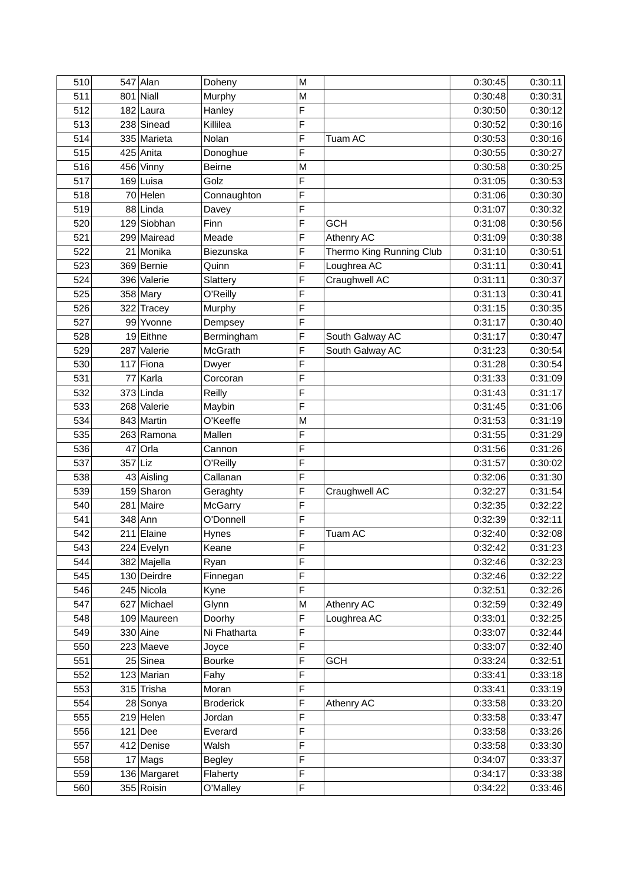| 510 | 547 | Alan | Doheny | M | | 0:30:45 | 0:30:11 |
|---|---|---|---|---|---|---|---|
| 511 | 801 | Niall | Murphy | M | | 0:30:48 | 0:30:31 |
| 512 | 182 | Laura | Hanley | F | | 0:30:50 | 0:30:12 |
| 513 | 238 | Sinead | Killilea | F | | 0:30:52 | 0:30:16 |
| 514 | 335 | Marieta | Nolan | F | Tuam AC | 0:30:53 | 0:30:16 |
| 515 | 425 | Anita | Donoghue | F | | 0:30:55 | 0:30:27 |
| 516 | 456 | Vinny | Beirne | M | | 0:30:58 | 0:30:25 |
| 517 | 169 | Luisa | Golz | F | | 0:31:05 | 0:30:53 |
| 518 | 70 | Helen | Connaughton | F | | 0:31:06 | 0:30:30 |
| 519 | 88 | Linda | Davey | F | | 0:31:07 | 0:30:32 |
| 520 | 129 | Siobhan | Finn | F | GCH | 0:31:08 | 0:30:56 |
| 521 | 299 | Mairead | Meade | F | Athenry AC | 0:31:09 | 0:30:38 |
| 522 | 21 | Monika | Biezunska | F | Thermo King Running Club | 0:31:10 | 0:30:51 |
| 523 | 369 | Bernie | Quinn | F | Loughrea AC | 0:31:11 | 0:30:41 |
| 524 | 396 | Valerie | Slattery | F | Craughwell AC | 0:31:11 | 0:30:37 |
| 525 | 358 | Mary | O'Reilly | F | | 0:31:13 | 0:30:41 |
| 526 | 322 | Tracey | Murphy | F | | 0:31:15 | 0:30:35 |
| 527 | 99 | Yvonne | Dempsey | F | | 0:31:17 | 0:30:40 |
| 528 | 19 | Eithne | Bermingham | F | South Galway AC | 0:31:17 | 0:30:47 |
| 529 | 287 | Valerie | McGrath | F | South Galway AC | 0:31:23 | 0:30:54 |
| 530 | 117 | Fiona | Dwyer | F | | 0:31:28 | 0:30:54 |
| 531 | 77 | Karla | Corcoran | F | | 0:31:33 | 0:31:09 |
| 532 | 373 | Linda | Reilly | F | | 0:31:43 | 0:31:17 |
| 533 | 268 | Valerie | Maybin | F | | 0:31:45 | 0:31:06 |
| 534 | 843 | Martin | O'Keeffe | M | | 0:31:53 | 0:31:19 |
| 535 | 263 | Ramona | Mallen | F | | 0:31:55 | 0:31:29 |
| 536 | 47 | Orla | Cannon | F | | 0:31:56 | 0:31:26 |
| 537 | 357 | Liz | O'Reilly | F | | 0:31:57 | 0:30:02 |
| 538 | 43 | Aisling | Callanan | F | | 0:32:06 | 0:31:30 |
| 539 | 159 | Sharon | Geraghty | F | Craughwell AC | 0:32:27 | 0:31:54 |
| 540 | 281 | Maire | McGarry | F | | 0:32:35 | 0:32:22 |
| 541 | 348 | Ann | O'Donnell | F | | 0:32:39 | 0:32:11 |
| 542 | 211 | Elaine | Hynes | F | Tuam AC | 0:32:40 | 0:32:08 |
| 543 | 224 | Evelyn | Keane | F | | 0:32:42 | 0:31:23 |
| 544 | 382 | Majella | Ryan | F | | 0:32:46 | 0:32:23 |
| 545 | 130 | Deirdre | Finnegan | F | | 0:32:46 | 0:32:22 |
| 546 | 245 | Nicola | Kyne | F | | 0:32:51 | 0:32:26 |
| 547 | 627 | Michael | Glynn | M | Athenry AC | 0:32:59 | 0:32:49 |
| 548 | 109 | Maureen | Doorhy | F | Loughrea AC | 0:33:01 | 0:32:25 |
| 549 | 330 | Aine | Ni Fhatharta | F | | 0:33:07 | 0:32:44 |
| 550 | 223 | Maeve | Joyce | F | | 0:33:07 | 0:32:40 |
| 551 | 25 | Sinea | Bourke | F | GCH | 0:33:24 | 0:32:51 |
| 552 | 123 | Marian | Fahy | F | | 0:33:41 | 0:33:18 |
| 553 | 315 | Trisha | Moran | F | | 0:33:41 | 0:33:19 |
| 554 | 28 | Sonya | Broderick | F | Athenry AC | 0:33:58 | 0:33:20 |
| 555 | 219 | Helen | Jordan | F | | 0:33:58 | 0:33:47 |
| 556 | 121 | Dee | Everard | F | | 0:33:58 | 0:33:26 |
| 557 | 412 | Denise | Walsh | F | | 0:33:58 | 0:33:30 |
| 558 | 17 | Mags | Begley | F | | 0:34:07 | 0:33:37 |
| 559 | 136 | Margaret | Flaherty | F | | 0:34:17 | 0:33:38 |
| 560 | 355 | Roisin | O'Malley | F | | 0:34:22 | 0:33:46 |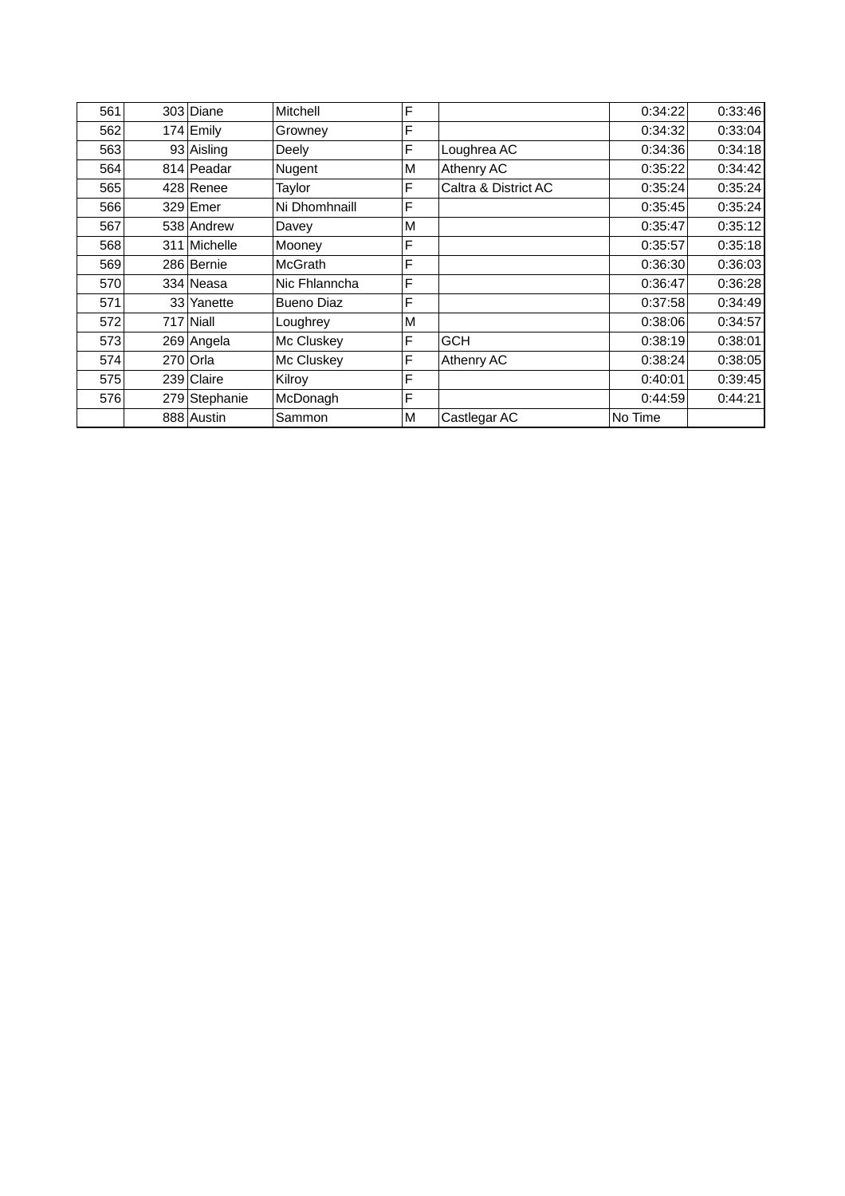| | | | | | | | |
|---|---|---|---|---|---|---|---|
| 561 | 303 | Diane | Mitchell | F | | 0:34:22 | 0:33:46 |
| 562 | 174 | Emily | Growney | F | | 0:34:32 | 0:33:04 |
| 563 | 93 | Aisling | Deely | F | Loughrea AC | 0:34:36 | 0:34:18 |
| 564 | 814 | Peadar | Nugent | M | Athenry AC | 0:35:22 | 0:34:42 |
| 565 | 428 | Renee | Taylor | F | Caltra & District AC | 0:35:24 | 0:35:24 |
| 566 | 329 | Emer | Ni Dhomhnaill | F | | 0:35:45 | 0:35:24 |
| 567 | 538 | Andrew | Davey | M | | 0:35:47 | 0:35:12 |
| 568 | 311 | Michelle | Mooney | F | | 0:35:57 | 0:35:18 |
| 569 | 286 | Bernie | McGrath | F | | 0:36:30 | 0:36:03 |
| 570 | 334 | Neasa | Nic Fhlanncha | F | | 0:36:47 | 0:36:28 |
| 571 | 33 | Yanette | Bueno Diaz | F | | 0:37:58 | 0:34:49 |
| 572 | 717 | Niall | Loughrey | M | | 0:38:06 | 0:34:57 |
| 573 | 269 | Angela | Mc Cluskey | F | GCH | 0:38:19 | 0:38:01 |
| 574 | 270 | Orla | Mc Cluskey | F | Athenry AC | 0:38:24 | 0:38:05 |
| 575 | 239 | Claire | Kilroy | F | | 0:40:01 | 0:39:45 |
| 576 | 279 | Stephanie | McDonagh | F | | 0:44:59 | 0:44:21 |
| | 888 | Austin | Sammon | M | Castlegar AC | No Time | |